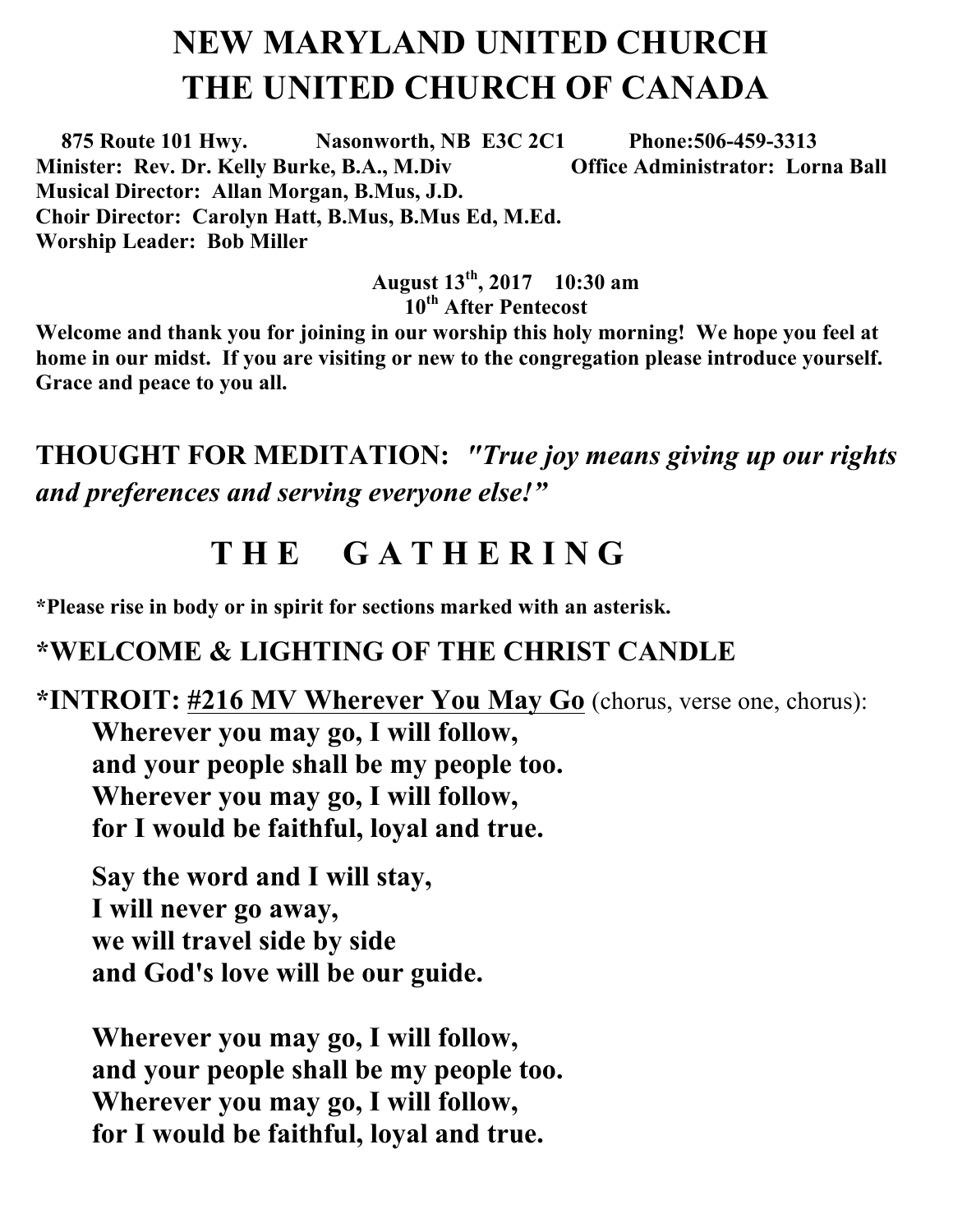# NEW MARYLAND UNITED CHURCH
# THE UNITED CHURCH OF CANADA

**875 Route 101 Hwy. Nasonworth, NB E3C 2C1 Phone:506-459-3313**
**Minister: Rev. Dr. Kelly Burke, B.A., M.Div Office Administrator: Lorna Ball**
**Musical Director: Allan Morgan, B.Mus, J.D.**
**Choir Director: Carolyn Hatt, B.Mus, B.Mus Ed, M.Ed.**
**Worship Leader: Bob Miller**

**August 13th, 2017 10:30 am**
**10th After Pentecost**

**Welcome and thank you for joining in our worship this holy morning! We hope you feel at home in our midst. If you are visiting or new to the congregation please introduce yourself. Grace and peace to you all.**

**THOUGHT FOR MEDITATION:** ***"True joy means giving up our rights and preferences and serving everyone else!"***

## T H E G A T H E R I N G

**\*Please rise in body or in spirit for sections marked with an asterisk.**

**\*WELCOME & LIGHTING OF THE CHRIST CANDLE**

**\*INTROIT: #216 MV Wherever You May Go** (chorus, verse one, chorus):

**Wherever you may go, I will follow,**
**and your people shall be my people too.**
**Wherever you may go, I will follow,**
**for I would be faithful, loyal and true.**

**Say the word and I will stay,**
**I will never go away,**
**we will travel side by side**
**and God's love will be our guide.**

**Wherever you may go, I will follow,**
**and your people shall be my people too.**
**Wherever you may go, I will follow,**
**for I would be faithful, loyal and true.**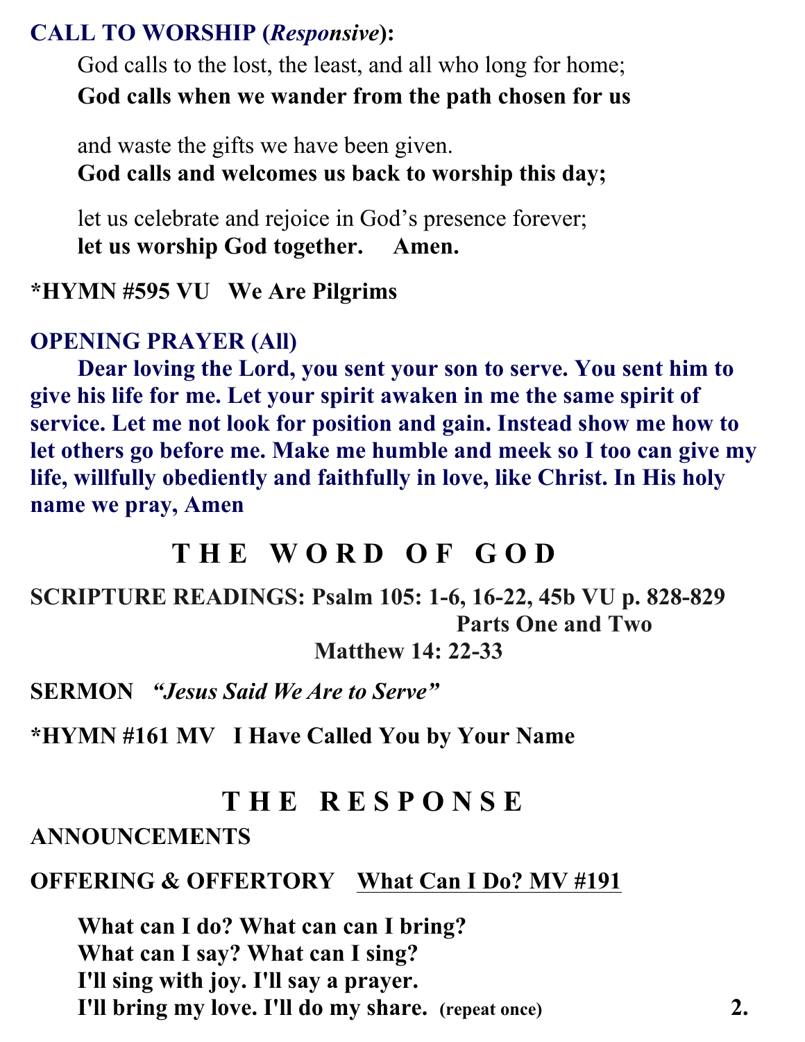**CALL TO WORSHIP (*Responsive*):**

God calls to the lost, the least, and all who long for home;
**God calls when we wander from the path chosen for us**

and waste the gifts we have been given.
**God calls and welcomes us back to worship this day;**

let us celebrate and rejoice in God's presence forever;
**let us worship God together. Amen.**

**\*HYMN #595 VU We Are Pilgrims**

**OPENING PRAYER (All)**

**Dear loving the Lord, you sent your son to serve. You sent him to give his life for me. Let your spirit awaken in me the same spirit of service. Let me not look for position and gain. Instead show me how to let others go before me. Make me humble and meek so I too can give my life, willfully obediently and faithfully in love, like Christ. In His holy name we pray, Amen**

## T H E W O R D O F G O D

**SCRIPTURE READINGS: Psalm 105: 1-6, 16-22, 45b VU p. 828-829**
**Parts One and Two**
**Matthew 14: 22-33**

**SERMON** ***"Jesus Said We Are to Serve"***

**\*HYMN #161 MV I Have Called You by Your Name**

## T H E R E S P O N S E

**ANNOUNCEMENTS**

**OFFERING & OFFERTORY** **What Can I Do? MV #191**

**What can I do? What can can I bring?**
**What can I say? What can I sing?**
**I'll sing with joy. I'll say a prayer.**
**I'll bring my love. I'll do my share.** **(repeat once)**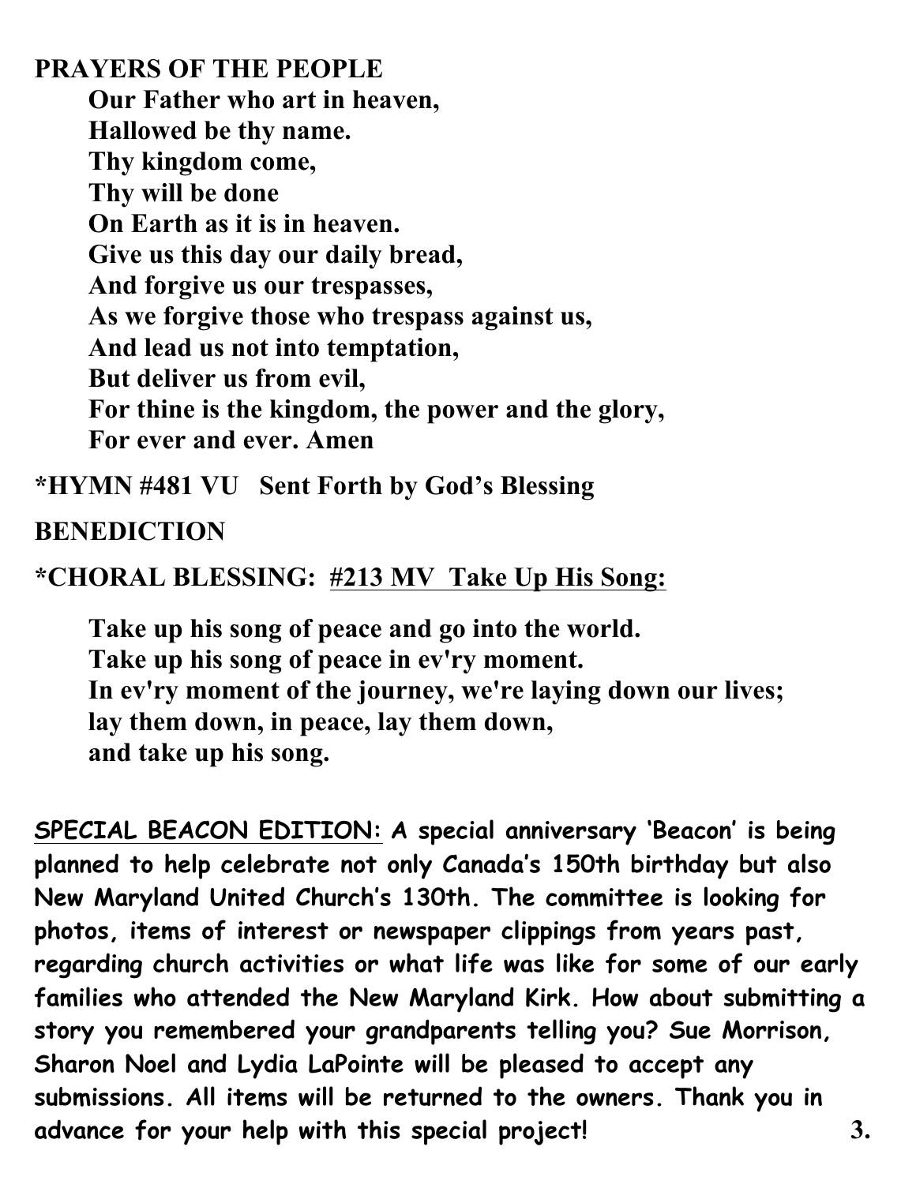**PRAYERS OF THE PEOPLE**

**Our Father who art in heaven,**
**Hallowed be thy name.**
**Thy kingdom come,**
**Thy will be done**
**On Earth as it is in heaven.**
**Give us this day our daily bread,**
**And forgive us our trespasses,**
**As we forgive those who trespass against us,**
**And lead us not into temptation,**
**But deliver us from evil,**
**For thine is the kingdom, the power and the glory,**
**For ever and ever. Amen**

**\*HYMN #481 VU Sent Forth by God's Blessing**

**BENEDICTION**

**\*CHORAL BLESSING: <u>#213 MV Take Up His Song:</u>**

**Take up his song of peace and go into the world.**
**Take up his song of peace in ev'ry moment.**
**In ev'ry moment of the journey, we're laying down our lives;**
**lay them down, in peace, lay them down,**
**and take up his song.**

**<u>SPECIAL BEACON EDITION</u>: A special anniversary 'Beacon' is being planned to help celebrate not only Canada's 150th birthday but also New Maryland United Church's 130th. The committee is looking for photos, items of interest or newspaper clippings from years past, regarding church activities or what life was like for some of our early families who attended the New Maryland Kirk. How about submitting a story you remembered your grandparents telling you? Sue Morrison, Sharon Noel and Lydia LaPointe will be pleased to accept any submissions. All items will be returned to the owners. Thank you in advance for your help with this special project!**